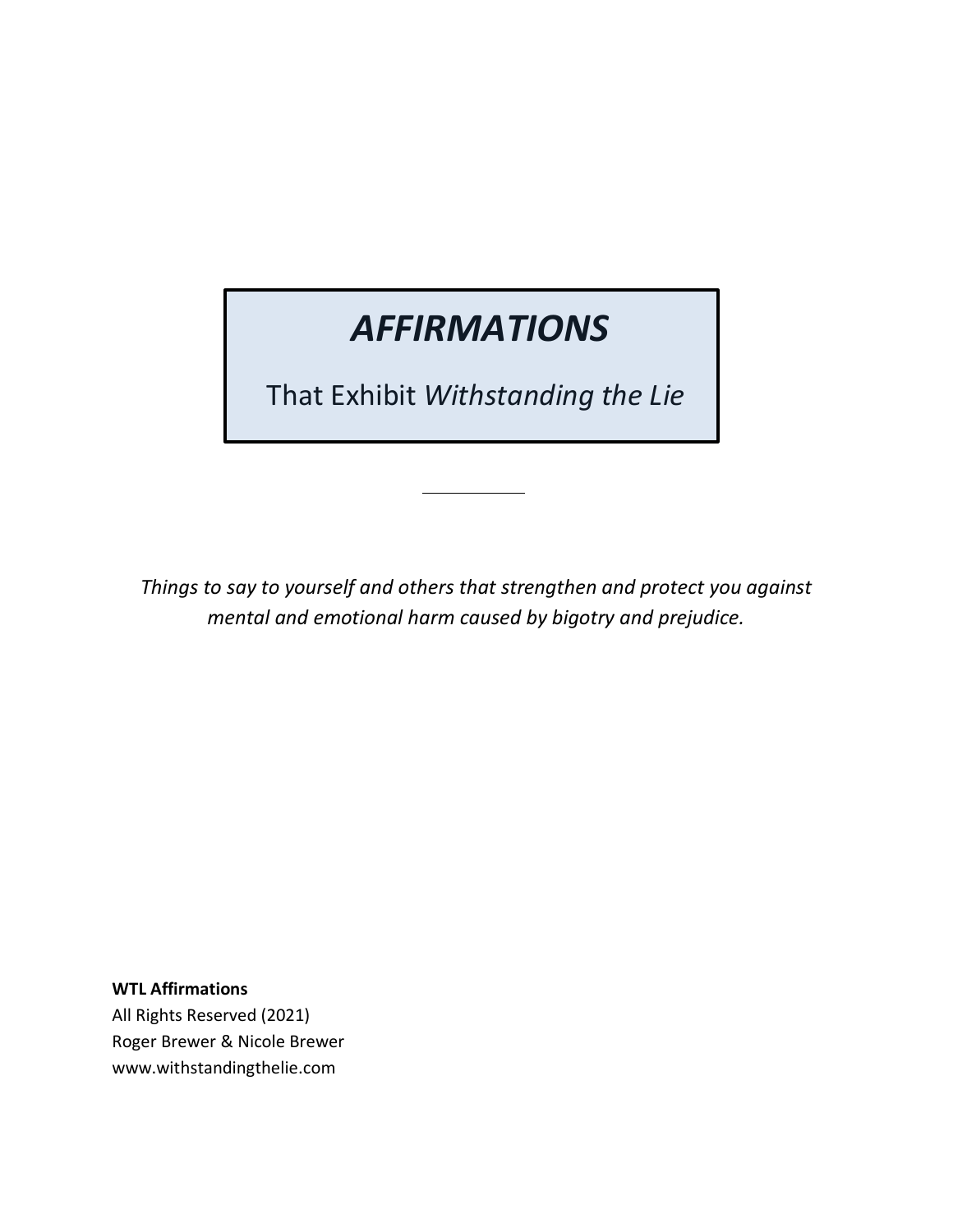# *AFFIRMATIONS*

That Exhibit *Withstanding the Lie*

---

*Things to say to yourself and others that strengthen and protect you against mental and emotional harm caused by bigotry and prejudice.*

**WTL Affirmations**
All Rights Reserved (2021)
Roger Brewer & Nicole Brewer
www.withstandingthelie.com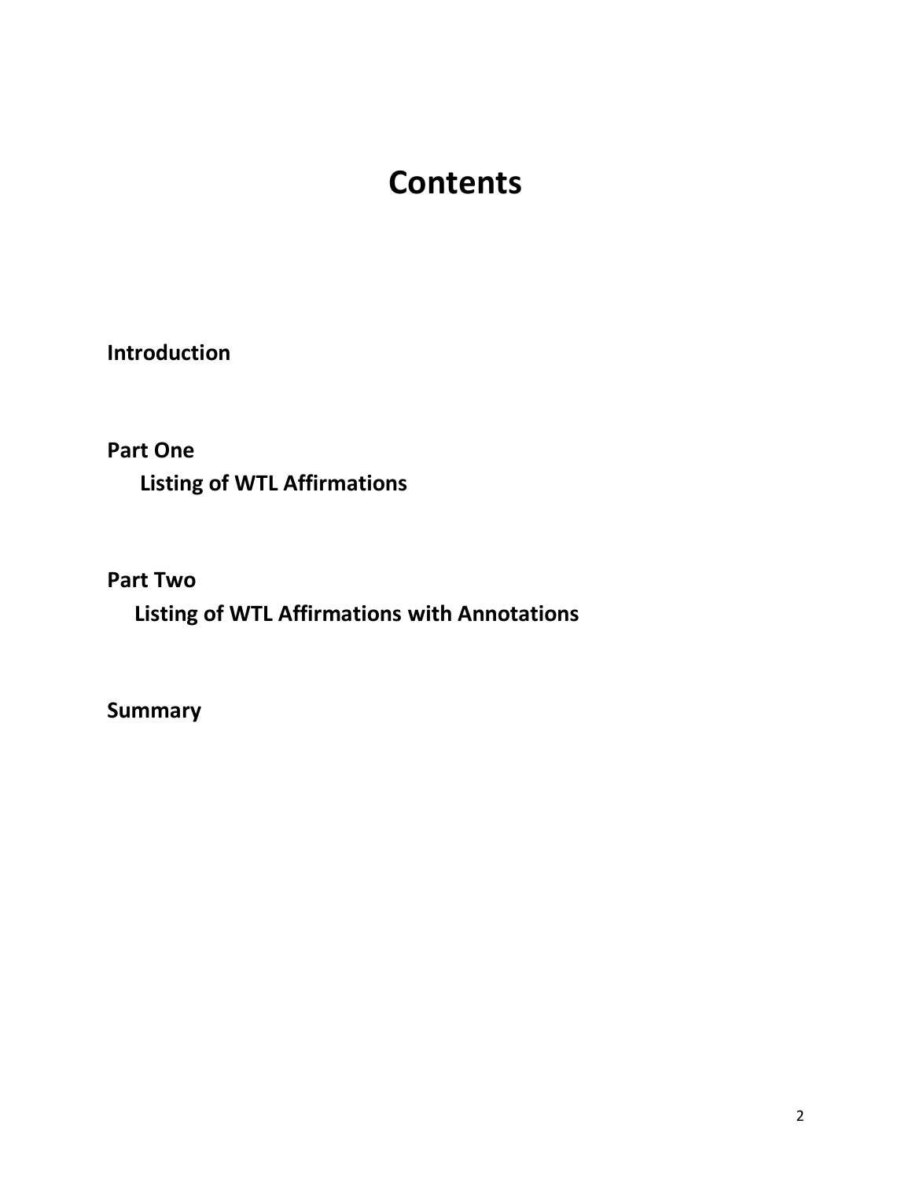# Contents

**Introduction**

**Part One**

**Listing of WTL Affirmations**

**Part Two**

**Listing of WTL Affirmations with Annotations**

**Summary**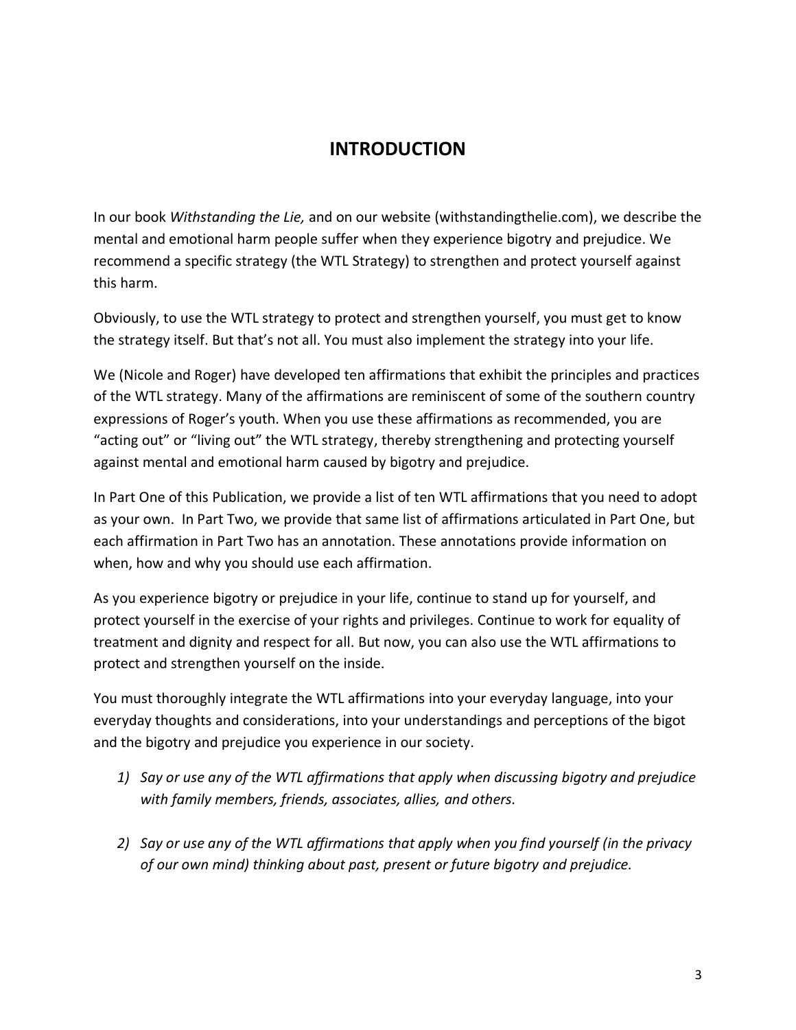# INTRODUCTION

In our book *Withstanding the Lie,* and on our website (withstandingthelie.com), we describe the mental and emotional harm people suffer when they experience bigotry and prejudice. We recommend a specific strategy (the WTL Strategy) to strengthen and protect yourself against this harm.

Obviously, to use the WTL strategy to protect and strengthen yourself, you must get to know the strategy itself. But that's not all. You must also implement the strategy into your life.

We (Nicole and Roger) have developed ten affirmations that exhibit the principles and practices of the WTL strategy. Many of the affirmations are reminiscent of some of the southern country expressions of Roger's youth. When you use these affirmations as recommended, you are "acting out" or "living out" the WTL strategy, thereby strengthening and protecting yourself against mental and emotional harm caused by bigotry and prejudice.

In Part One of this Publication, we provide a list of ten WTL affirmations that you need to adopt as your own. In Part Two, we provide that same list of affirmations articulated in Part One, but each affirmation in Part Two has an annotation. These annotations provide information on when, how and why you should use each affirmation.

As you experience bigotry or prejudice in your life, continue to stand up for yourself, and protect yourself in the exercise of your rights and privileges. Continue to work for equality of treatment and dignity and respect for all. But now, you can also use the WTL affirmations to protect and strengthen yourself on the inside.

You must thoroughly integrate the WTL affirmations into your everyday language, into your everyday thoughts and considerations, into your understandings and perceptions of the bigot and the bigotry and prejudice you experience in our society.

1) *Say or use any of the WTL affirmations that apply when discussing bigotry and prejudice with family members, friends, associates, allies, and others.*

2) *Say or use any of the WTL affirmations that apply when you find yourself (in the privacy of our own mind) thinking about past, present or future bigotry and prejudice.*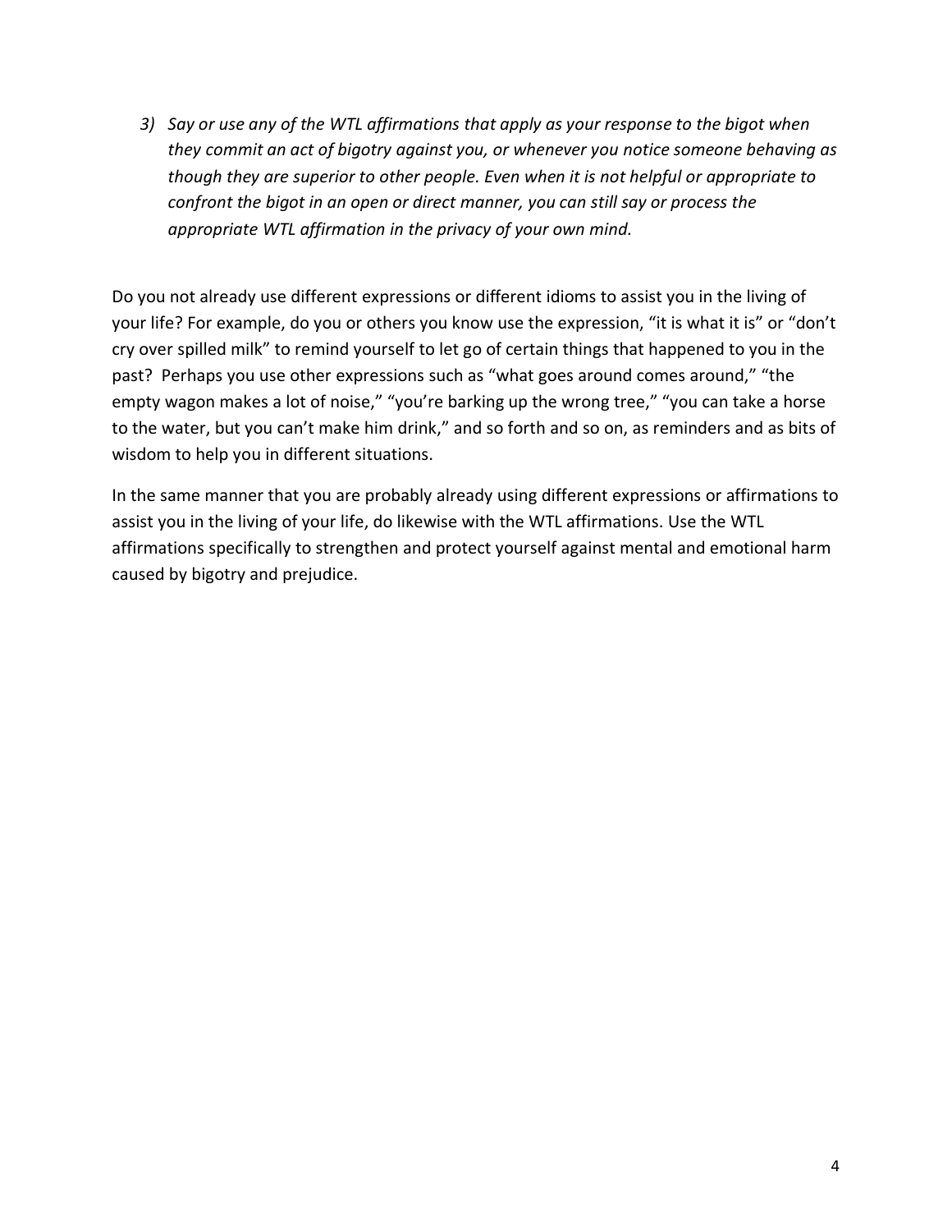3) *Say or use any of the WTL affirmations that apply as your response to the bigot when they commit an act of bigotry against you, or whenever you notice someone behaving as though they are superior to other people. Even when it is not helpful or appropriate to confront the bigot in an open or direct manner, you can still say or process the appropriate WTL affirmation in the privacy of your own mind.*

Do you not already use different expressions or different idioms to assist you in the living of your life? For example, do you or others you know use the expression, "it is what it is" or "don't cry over spilled milk" to remind yourself to let go of certain things that happened to you in the past? Perhaps you use other expressions such as "what goes around comes around," "the empty wagon makes a lot of noise," "you're barking up the wrong tree," "you can take a horse to the water, but you can't make him drink," and so forth and so on, as reminders and as bits of wisdom to help you in different situations.

In the same manner that you are probably already using different expressions or affirmations to assist you in the living of your life, do likewise with the WTL affirmations. Use the WTL affirmations specifically to strengthen and protect yourself against mental and emotional harm caused by bigotry and prejudice.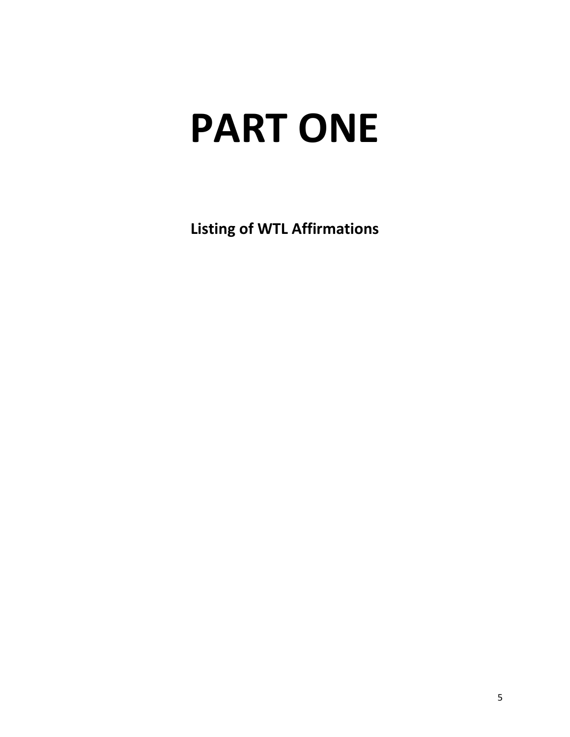# PART ONE

**Listing of WTL Affirmations**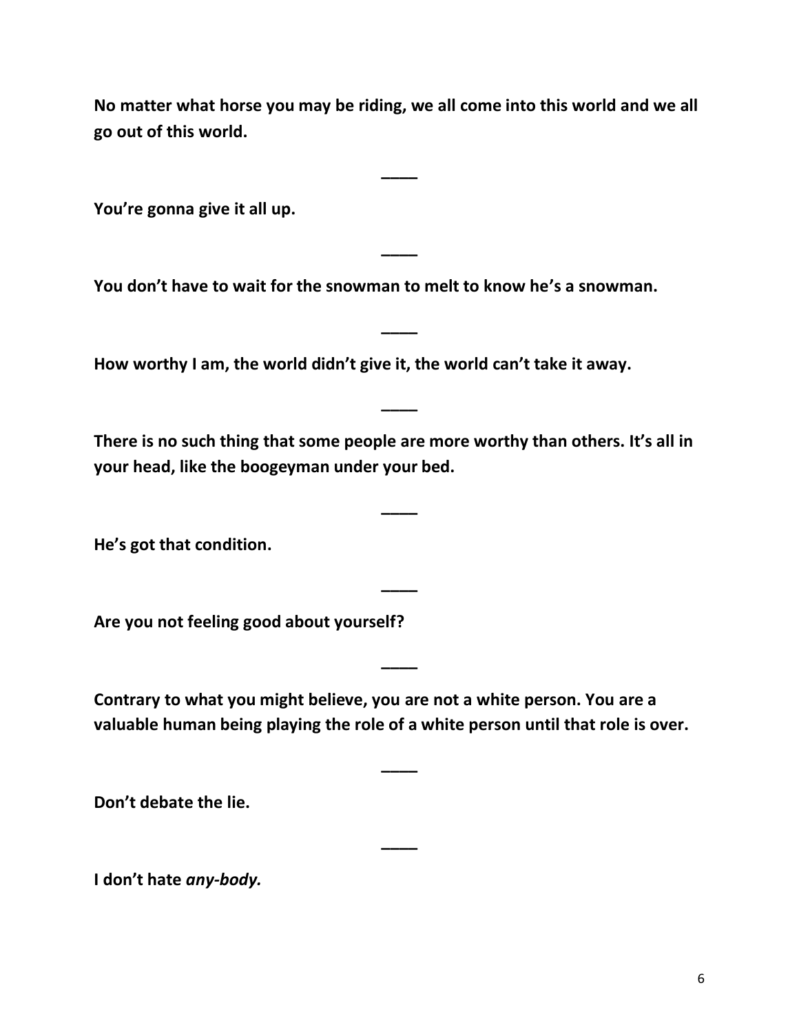**No matter what horse you may be riding, we all come into this world and we all go out of this world.**

**____**

**You're gonna give it all up.**

**____**

**You don't have to wait for the snowman to melt to know he's a snowman.**

**____**

**How worthy I am, the world didn't give it, the world can't take it away.**

**____**

**There is no such thing that some people are more worthy than others. It's all in your head, like the boogeyman under your bed.**

**____**

**He's got that condition.**

**____**

**Are you not feeling good about yourself?**

**____**

**Contrary to what you might believe, you are not a white person. You are a valuable human being playing the role of a white person until that role is over.**

**____**

**Don't debate the lie.**

**____**

**I don't hate *any-body.***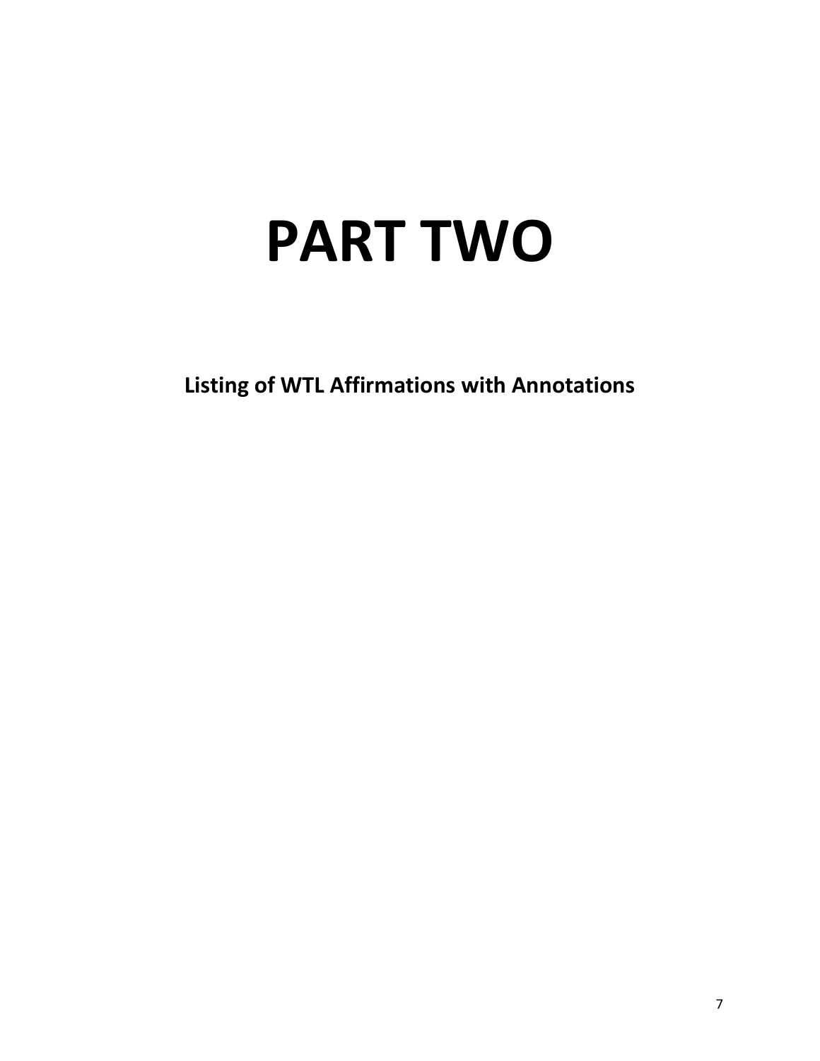# PART TWO

**Listing of WTL Affirmations with Annotations**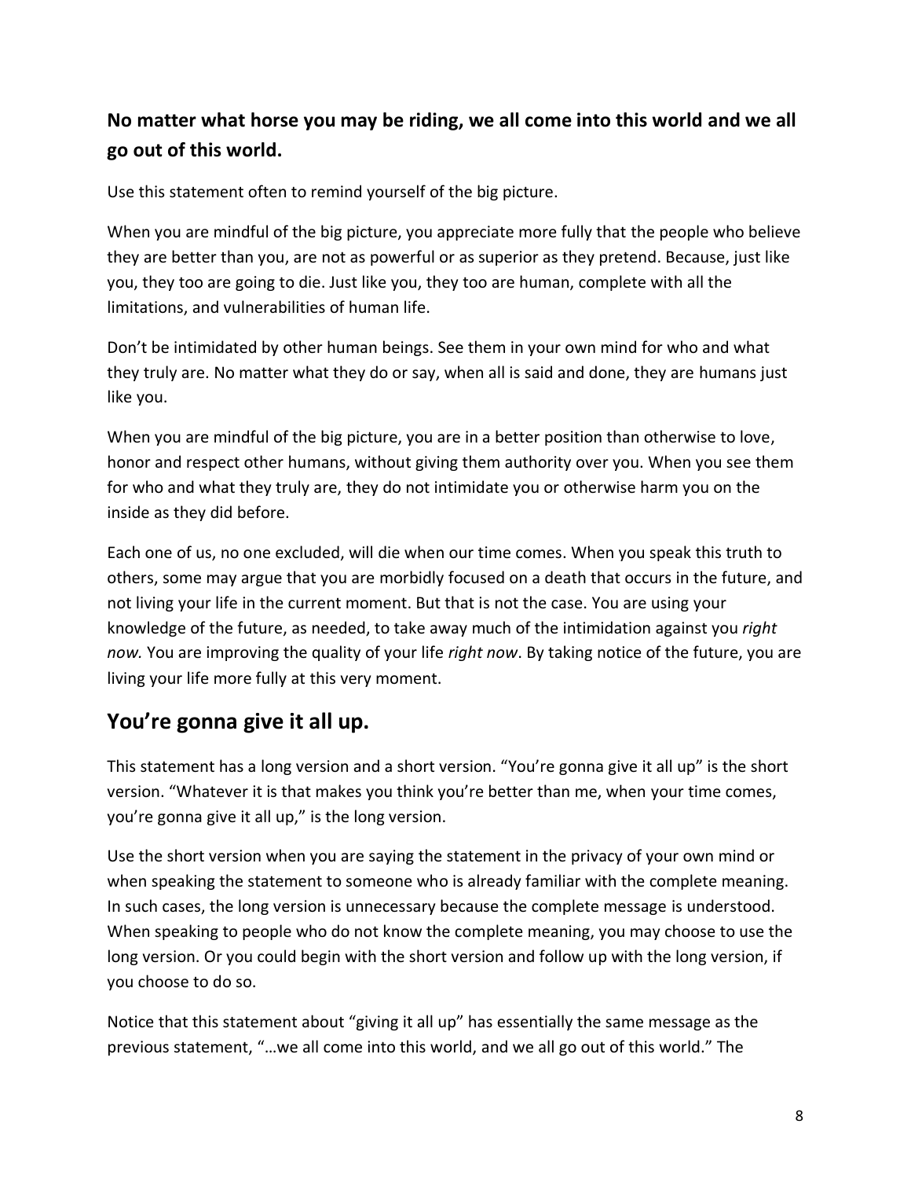### **No matter what horse you may be riding, we all come into this world and we all go out of this world.**

Use this statement often to remind yourself of the big picture.

When you are mindful of the big picture, you appreciate more fully that the people who believe they are better than you, are not as powerful or as superior as they pretend. Because, just like you, they too are going to die. Just like you, they too are human, complete with all the limitations, and vulnerabilities of human life.

Don't be intimidated by other human beings. See them in your own mind for who and what they truly are. No matter what they do or say, when all is said and done, they are humans just like you.

When you are mindful of the big picture, you are in a better position than otherwise to love, honor and respect other humans, without giving them authority over you. When you see them for who and what they truly are, they do not intimidate you or otherwise harm you on the inside as they did before.

Each one of us, no one excluded, will die when our time comes. When you speak this truth to others, some may argue that you are morbidly focused on a death that occurs in the future, and not living your life in the current moment. But that is not the case. You are using your knowledge of the future, as needed, to take away much of the intimidation against you *right now.* You are improving the quality of your life *right now*. By taking notice of the future, you are living your life more fully at this very moment.

## You're gonna give it all up.

This statement has a long version and a short version. "You're gonna give it all up" is the short version. "Whatever it is that makes you think you're better than me, when your time comes, you're gonna give it all up," is the long version.

Use the short version when you are saying the statement in the privacy of your own mind or when speaking the statement to someone who is already familiar with the complete meaning. In such cases, the long version is unnecessary because the complete message is understood. When speaking to people who do not know the complete meaning, you may choose to use the long version. Or you could begin with the short version and follow up with the long version, if you choose to do so.

Notice that this statement about "giving it all up" has essentially the same message as the previous statement, "…we all come into this world, and we all go out of this world." The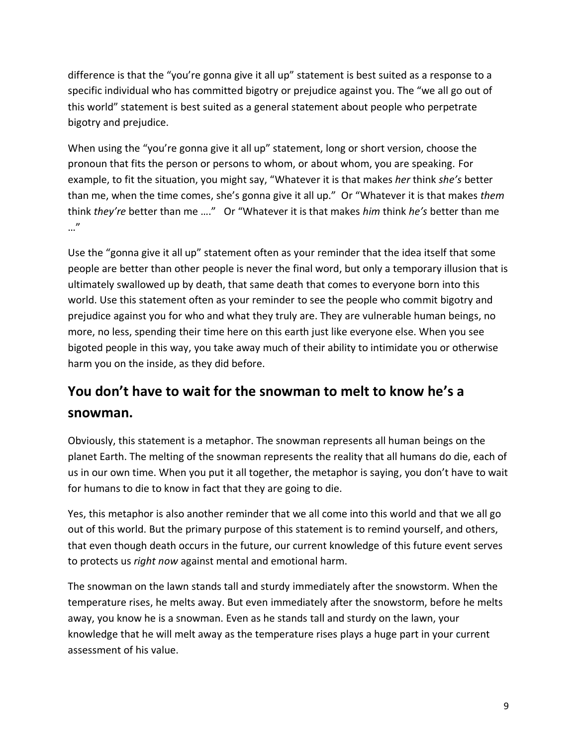difference is that the "you're gonna give it all up" statement is best suited as a response to a specific individual who has committed bigotry or prejudice against you. The "we all go out of this world" statement is best suited as a general statement about people who perpetrate bigotry and prejudice.

When using the "you're gonna give it all up" statement, long or short version, choose the pronoun that fits the person or persons to whom, or about whom, you are speaking. For example, to fit the situation, you might say, "Whatever it is that makes *her* think *she's* better than me, when the time comes, she's gonna give it all up." Or "Whatever it is that makes *them* think *they're* better than me …." Or "Whatever it is that makes *him* think *he's* better than me …"

Use the "gonna give it all up" statement often as your reminder that the idea itself that some people are better than other people is never the final word, but only a temporary illusion that is ultimately swallowed up by death, that same death that comes to everyone born into this world. Use this statement often as your reminder to see the people who commit bigotry and prejudice against you for who and what they truly are. They are vulnerable human beings, no more, no less, spending their time here on this earth just like everyone else. When you see bigoted people in this way, you take away much of their ability to intimidate you or otherwise harm you on the inside, as they did before.

## You don't have to wait for the snowman to melt to know he's a snowman.

Obviously, this statement is a metaphor. The snowman represents all human beings on the planet Earth. The melting of the snowman represents the reality that all humans do die, each of us in our own time. When you put it all together, the metaphor is saying, you don't have to wait for humans to die to know in fact that they are going to die.

Yes, this metaphor is also another reminder that we all come into this world and that we all go out of this world. But the primary purpose of this statement is to remind yourself, and others, that even though death occurs in the future, our current knowledge of this future event serves to protects us *right now* against mental and emotional harm.

The snowman on the lawn stands tall and sturdy immediately after the snowstorm. When the temperature rises, he melts away. But even immediately after the snowstorm, before he melts away, you know he is a snowman. Even as he stands tall and sturdy on the lawn, your knowledge that he will melt away as the temperature rises plays a huge part in your current assessment of his value.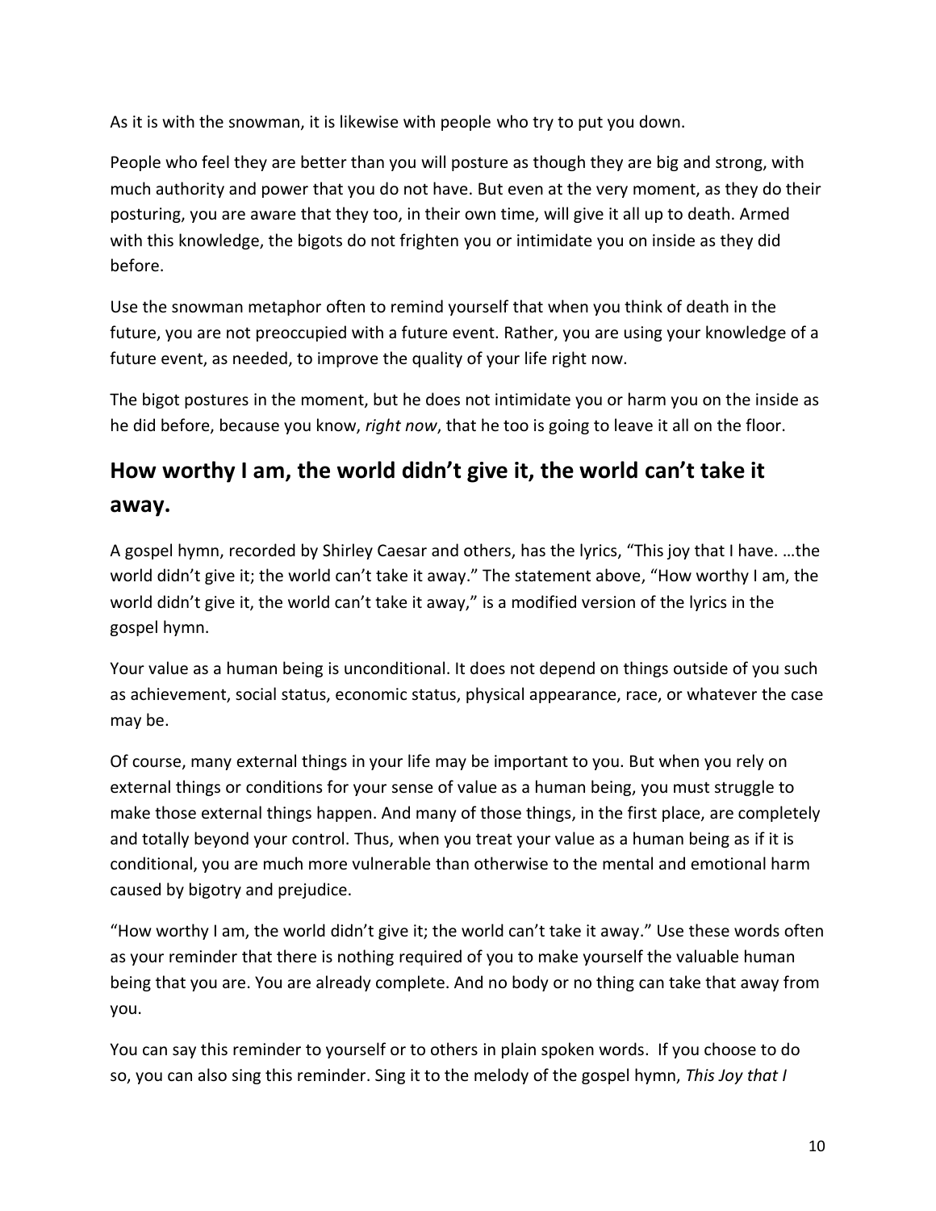As it is with the snowman, it is likewise with people who try to put you down.

People who feel they are better than you will posture as though they are big and strong, with much authority and power that you do not have. But even at the very moment, as they do their posturing, you are aware that they too, in their own time, will give it all up to death. Armed with this knowledge, the bigots do not frighten you or intimidate you on inside as they did before.

Use the snowman metaphor often to remind yourself that when you think of death in the future, you are not preoccupied with a future event. Rather, you are using your knowledge of a future event, as needed, to improve the quality of your life right now.

The bigot postures in the moment, but he does not intimidate you or harm you on the inside as he did before, because you know, *right now*, that he too is going to leave it all on the floor.

## How worthy I am, the world didn't give it, the world can't take it away.

A gospel hymn, recorded by Shirley Caesar and others, has the lyrics, "This joy that I have. …the world didn't give it; the world can't take it away." The statement above, "How worthy I am, the world didn't give it, the world can't take it away," is a modified version of the lyrics in the gospel hymn.

Your value as a human being is unconditional. It does not depend on things outside of you such as achievement, social status, economic status, physical appearance, race, or whatever the case may be.

Of course, many external things in your life may be important to you. But when you rely on external things or conditions for your sense of value as a human being, you must struggle to make those external things happen. And many of those things, in the first place, are completely and totally beyond your control. Thus, when you treat your value as a human being as if it is conditional, you are much more vulnerable than otherwise to the mental and emotional harm caused by bigotry and prejudice.

"How worthy I am, the world didn't give it; the world can't take it away." Use these words often as your reminder that there is nothing required of you to make yourself the valuable human being that you are. You are already complete. And no body or no thing can take that away from you.

You can say this reminder to yourself or to others in plain spoken words. If you choose to do so, you can also sing this reminder. Sing it to the melody of the gospel hymn, *This Joy that I*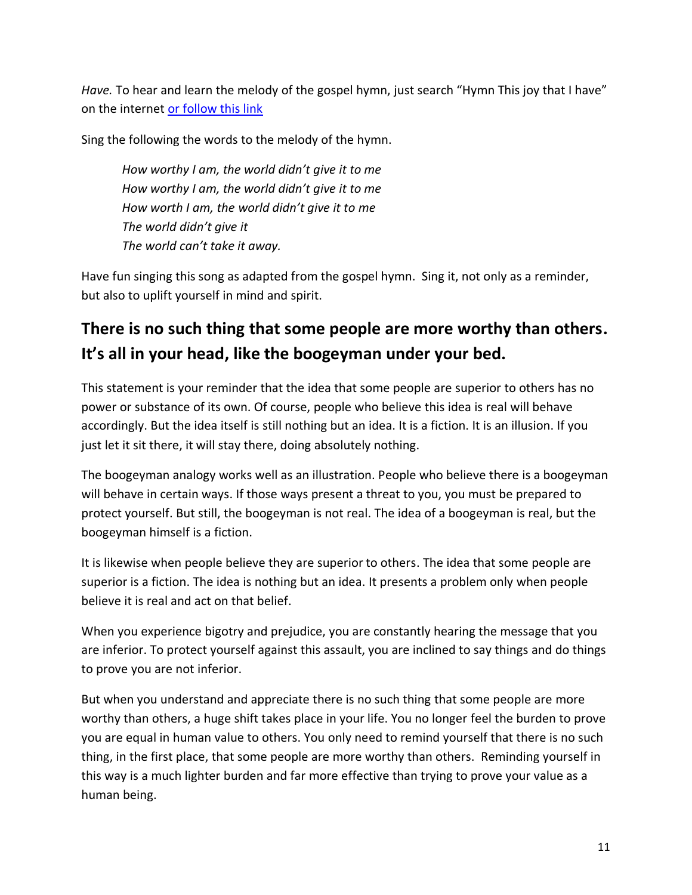*Have.* To hear and learn the melody of the gospel hymn, just search "Hymn This joy that I have" on the internet [or follow this link]

Sing the following the words to the melody of the hymn.

> *How worthy I am, the world didn't give it to me*
> *How worthy I am, the world didn't give it to me*
> *How worth I am, the world didn't give it to me*
> *The world didn't give it*
> *The world can't take it away.*

Have fun singing this song as adapted from the gospel hymn. Sing it, not only as a reminder, but also to uplift yourself in mind and spirit.

## There is no such thing that some people are more worthy than others. It's all in your head, like the boogeyman under your bed.

This statement is your reminder that the idea that some people are superior to others has no power or substance of its own. Of course, people who believe this idea is real will behave accordingly. But the idea itself is still nothing but an idea. It is a fiction. It is an illusion. If you just let it sit there, it will stay there, doing absolutely nothing.

The boogeyman analogy works well as an illustration. People who believe there is a boogeyman will behave in certain ways. If those ways present a threat to you, you must be prepared to protect yourself. But still, the boogeyman is not real. The idea of a boogeyman is real, but the boogeyman himself is a fiction.

It is likewise when people believe they are superior to others. The idea that some people are superior is a fiction. The idea is nothing but an idea. It presents a problem only when people believe it is real and act on that belief.

When you experience bigotry and prejudice, you are constantly hearing the message that you are inferior. To protect yourself against this assault, you are inclined to say things and do things to prove you are not inferior.

But when you understand and appreciate there is no such thing that some people are more worthy than others, a huge shift takes place in your life. You no longer feel the burden to prove you are equal in human value to others. You only need to remind yourself that there is no such thing, in the first place, that some people are more worthy than others. Reminding yourself in this way is a much lighter burden and far more effective than trying to prove your value as a human being.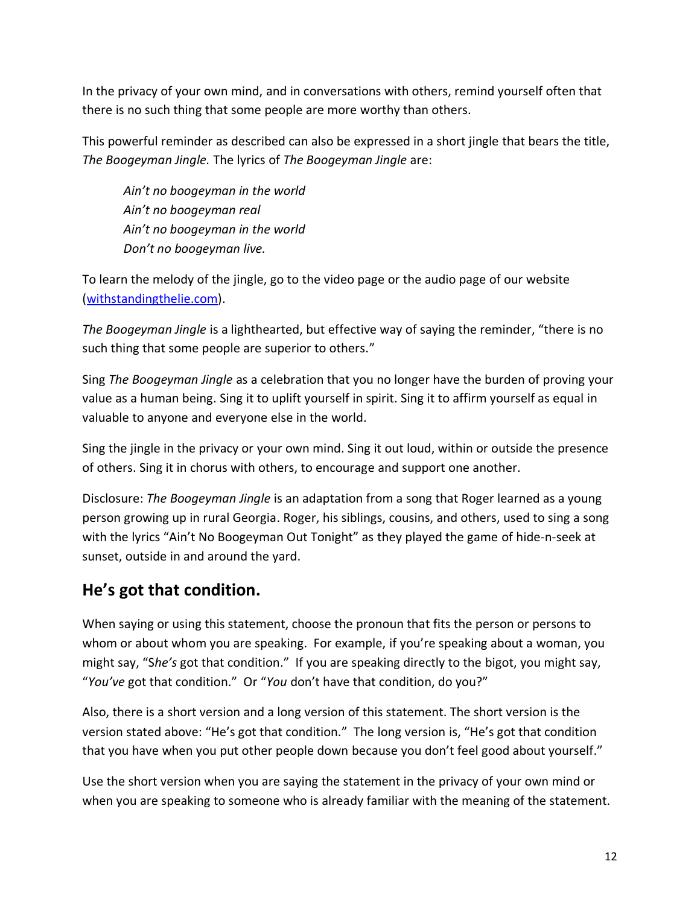In the privacy of your own mind, and in conversations with others, remind yourself often that there is no such thing that some people are more worthy than others.

This powerful reminder as described can also be expressed in a short jingle that bears the title, *The Boogeyman Jingle.* The lyrics of *The Boogeyman Jingle* are:

> *Ain't no boogeyman in the world*
> *Ain't no boogeyman real*
> *Ain't no boogeyman in the world*
> *Don't no boogeyman live.*

To learn the melody of the jingle, go to the video page or the audio page of our website (withstandingthelie.com).

*The Boogeyman Jingle* is a lighthearted, but effective way of saying the reminder, "there is no such thing that some people are superior to others."

Sing *The Boogeyman Jingle* as a celebration that you no longer have the burden of proving your value as a human being. Sing it to uplift yourself in spirit. Sing it to affirm yourself as equal in valuable to anyone and everyone else in the world.

Sing the jingle in the privacy or your own mind. Sing it out loud, within or outside the presence of others. Sing it in chorus with others, to encourage and support one another.

Disclosure: *The Boogeyman Jingle* is an adaptation from a song that Roger learned as a young person growing up in rural Georgia. Roger, his siblings, cousins, and others, used to sing a song with the lyrics "Ain't No Boogeyman Out Tonight" as they played the game of hide-n-seek at sunset, outside in and around the yard.

## He's got that condition.

When saying or using this statement, choose the pronoun that fits the person or persons to whom or about whom you are speaking. For example, if you're speaking about a woman, you might say, "S*he's* got that condition." If you are speaking directly to the bigot, you might say, "*You've* got that condition." Or "*You* don't have that condition, do you?"

Also, there is a short version and a long version of this statement. The short version is the version stated above: "He's got that condition." The long version is, "He's got that condition that you have when you put other people down because you don't feel good about yourself."

Use the short version when you are saying the statement in the privacy of your own mind or when you are speaking to someone who is already familiar with the meaning of the statement.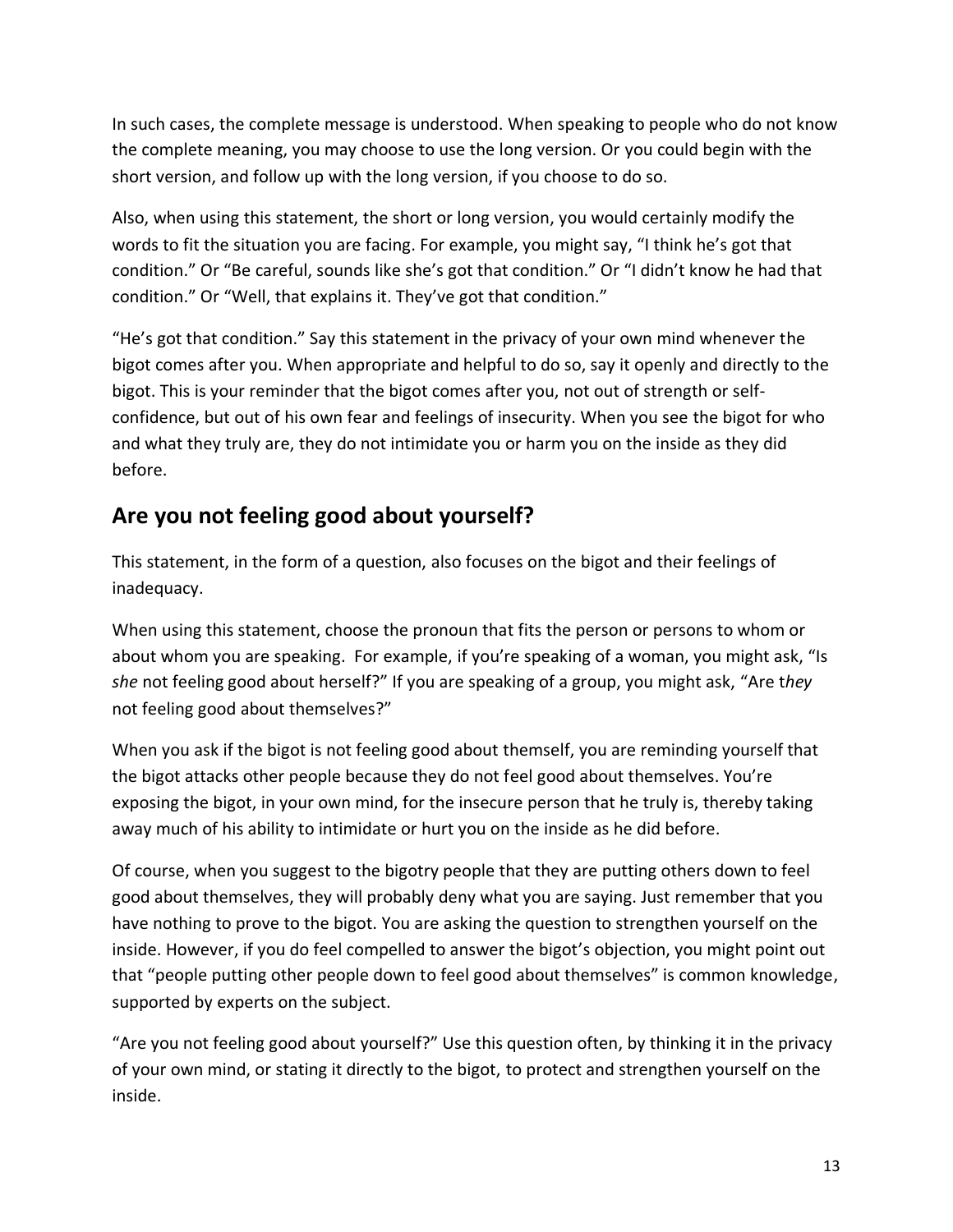In such cases, the complete message is understood. When speaking to people who do not know the complete meaning, you may choose to use the long version. Or you could begin with the short version, and follow up with the long version, if you choose to do so.

Also, when using this statement, the short or long version, you would certainly modify the words to fit the situation you are facing. For example, you might say, "I think he's got that condition." Or "Be careful, sounds like she's got that condition." Or "I didn't know he had that condition." Or "Well, that explains it. They've got that condition."

"He's got that condition." Say this statement in the privacy of your own mind whenever the bigot comes after you. When appropriate and helpful to do so, say it openly and directly to the bigot. This is your reminder that the bigot comes after you, not out of strength or self-confidence, but out of his own fear and feelings of insecurity. When you see the bigot for who and what they truly are, they do not intimidate you or harm you on the inside as they did before.

## Are you not feeling good about yourself?

This statement, in the form of a question, also focuses on the bigot and their feelings of inadequacy.

When using this statement, choose the pronoun that fits the person or persons to whom or about whom you are speaking. For example, if you're speaking of a woman, you might ask, "Is *she* not feeling good about herself?" If you are speaking of a group, you might ask, "Are t*hey* not feeling good about themselves?"

When you ask if the bigot is not feeling good about themself, you are reminding yourself that the bigot attacks other people because they do not feel good about themselves. You're exposing the bigot, in your own mind, for the insecure person that he truly is, thereby taking away much of his ability to intimidate or hurt you on the inside as he did before.

Of course, when you suggest to the bigotry people that they are putting others down to feel good about themselves, they will probably deny what you are saying. Just remember that you have nothing to prove to the bigot. You are asking the question to strengthen yourself on the inside. However, if you do feel compelled to answer the bigot's objection, you might point out that "people putting other people down to feel good about themselves" is common knowledge, supported by experts on the subject.

"Are you not feeling good about yourself?" Use this question often, by thinking it in the privacy of your own mind, or stating it directly to the bigot, to protect and strengthen yourself on the inside.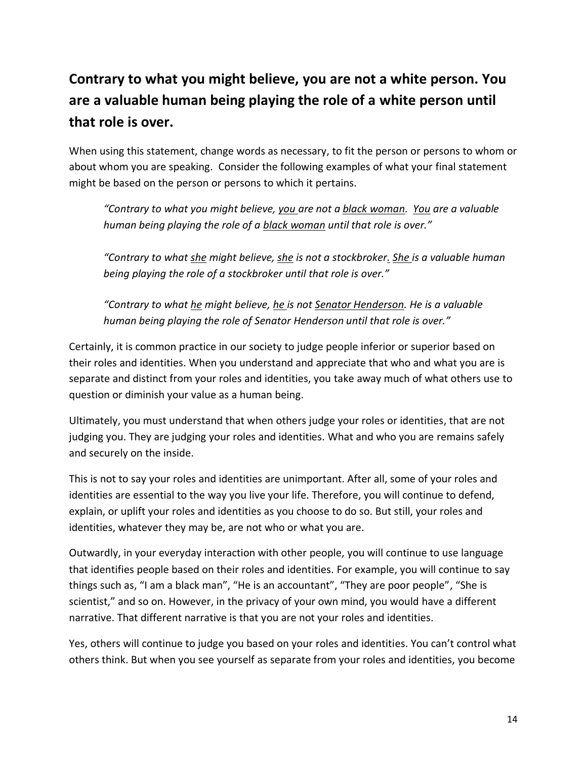## Contrary to what you might believe, you are not a white person. You are a valuable human being playing the role of a white person until that role is over.

When using this statement, change words as necessary, to fit the person or persons to whom or about whom you are speaking. Consider the following examples of what your final statement might be based on the person or persons to which it pertains.

> *"Contrary to what you might believe, <u>you</u> are not a <u>black woman</u>. <u>You</u> are a valuable human being playing the role of a <u>black woman</u> until that role is over."*
>
> *"Contrary to what <u>she</u> might believe, <u>she</u> is not a stockbroker. <u>She</u> is a valuable human being playing the role of a stockbroker until that role is over."*
>
> *"Contrary to what <u>he</u> might believe, <u>he</u> is not <u>Senator Henderson</u>. He is a valuable human being playing the role of Senator Henderson until that role is over."*

Certainly, it is common practice in our society to judge people inferior or superior based on their roles and identities. When you understand and appreciate that who and what you are is separate and distinct from your roles and identities, you take away much of what others use to question or diminish your value as a human being.

Ultimately, you must understand that when others judge your roles or identities, that are not judging you. They are judging your roles and identities. What and who you are remains safely and securely on the inside.

This is not to say your roles and identities are unimportant. After all, some of your roles and identities are essential to the way you live your life. Therefore, you will continue to defend, explain, or uplift your roles and identities as you choose to do so. But still, your roles and identities, whatever they may be, are not who or what you are.

Outwardly, in your everyday interaction with other people, you will continue to use language that identifies people based on their roles and identities. For example, you will continue to say things such as, "I am a black man", "He is an accountant", "They are poor people", "She is scientist," and so on. However, in the privacy of your own mind, you would have a different narrative. That different narrative is that you are not your roles and identities.

Yes, others will continue to judge you based on your roles and identities. You can't control what others think. But when you see yourself as separate from your roles and identities, you become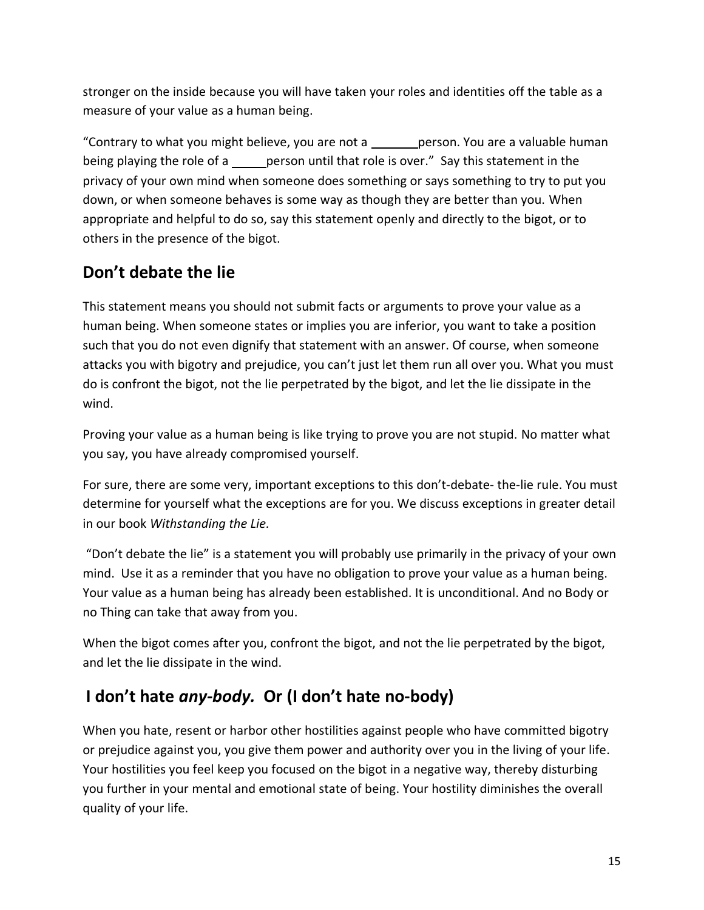stronger on the inside because you will have taken your roles and identities off the table as a measure of your value as a human being.

"Contrary to what you might believe, you are not a _______ person. You are a valuable human being playing the role of a _____ person until that role is over." Say this statement in the privacy of your own mind when someone does something or says something to try to put you down, or when someone behaves is some way as though they are better than you. When appropriate and helpful to do so, say this statement openly and directly to the bigot, or to others in the presence of the bigot.

## Don't debate the lie

This statement means you should not submit facts or arguments to prove your value as a human being. When someone states or implies you are inferior, you want to take a position such that you do not even dignify that statement with an answer. Of course, when someone attacks you with bigotry and prejudice, you can't just let them run all over you. What you must do is confront the bigot, not the lie perpetrated by the bigot, and let the lie dissipate in the wind.

Proving your value as a human being is like trying to prove you are not stupid. No matter what you say, you have already compromised yourself.

For sure, there are some very, important exceptions to this don't-debate- the-lie rule. You must determine for yourself what the exceptions are for you. We discuss exceptions in greater detail in our book *Withstanding the Lie.*

"Don't debate the lie" is a statement you will probably use primarily in the privacy of your own mind. Use it as a reminder that you have no obligation to prove your value as a human being. Your value as a human being has already been established. It is unconditional. And no Body or no Thing can take that away from you.

When the bigot comes after you, confront the bigot, and not the lie perpetrated by the bigot, and let the lie dissipate in the wind.

## I don't hate *any-body.* Or (I don't hate no-body)

When you hate, resent or harbor other hostilities against people who have committed bigotry or prejudice against you, you give them power and authority over you in the living of your life. Your hostilities you feel keep you focused on the bigot in a negative way, thereby disturbing you further in your mental and emotional state of being. Your hostility diminishes the overall quality of your life.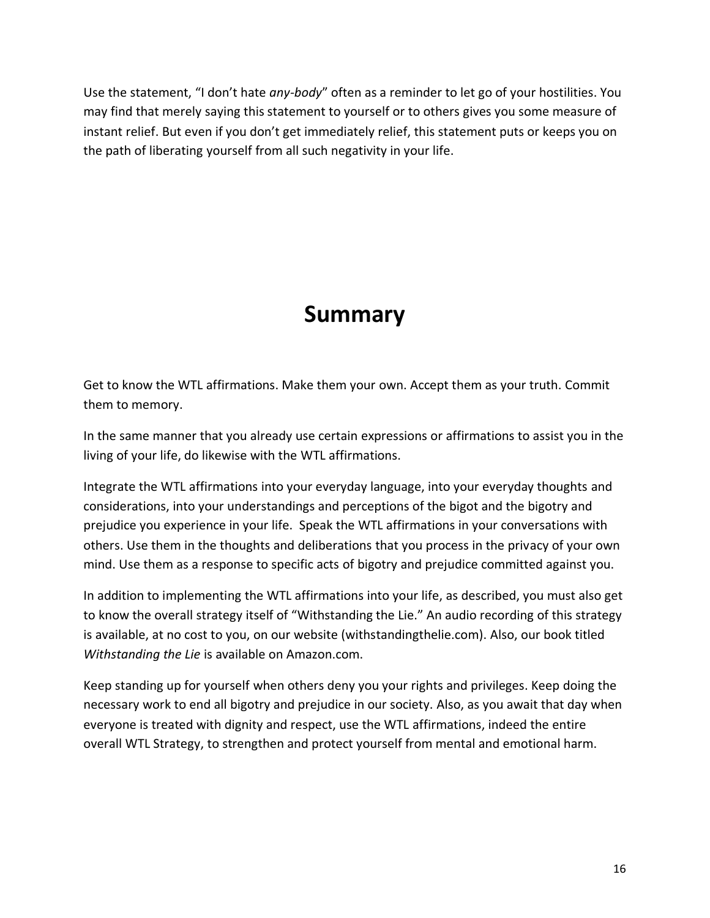Use the statement, "I don't hate *any-body*" often as a reminder to let go of your hostilities. You may find that merely saying this statement to yourself or to others gives you some measure of instant relief. But even if you don't get immediately relief, this statement puts or keeps you on the path of liberating yourself from all such negativity in your life.

# Summary

Get to know the WTL affirmations. Make them your own. Accept them as your truth. Commit them to memory.

In the same manner that you already use certain expressions or affirmations to assist you in the living of your life, do likewise with the WTL affirmations.

Integrate the WTL affirmations into your everyday language, into your everyday thoughts and considerations, into your understandings and perceptions of the bigot and the bigotry and prejudice you experience in your life. Speak the WTL affirmations in your conversations with others. Use them in the thoughts and deliberations that you process in the privacy of your own mind. Use them as a response to specific acts of bigotry and prejudice committed against you.

In addition to implementing the WTL affirmations into your life, as described, you must also get to know the overall strategy itself of "Withstanding the Lie." An audio recording of this strategy is available, at no cost to you, on our website (withstandingthelie.com). Also, our book titled *Withstanding the Lie* is available on Amazon.com.

Keep standing up for yourself when others deny you your rights and privileges. Keep doing the necessary work to end all bigotry and prejudice in our society. Also, as you await that day when everyone is treated with dignity and respect, use the WTL affirmations, indeed the entire overall WTL Strategy, to strengthen and protect yourself from mental and emotional harm.